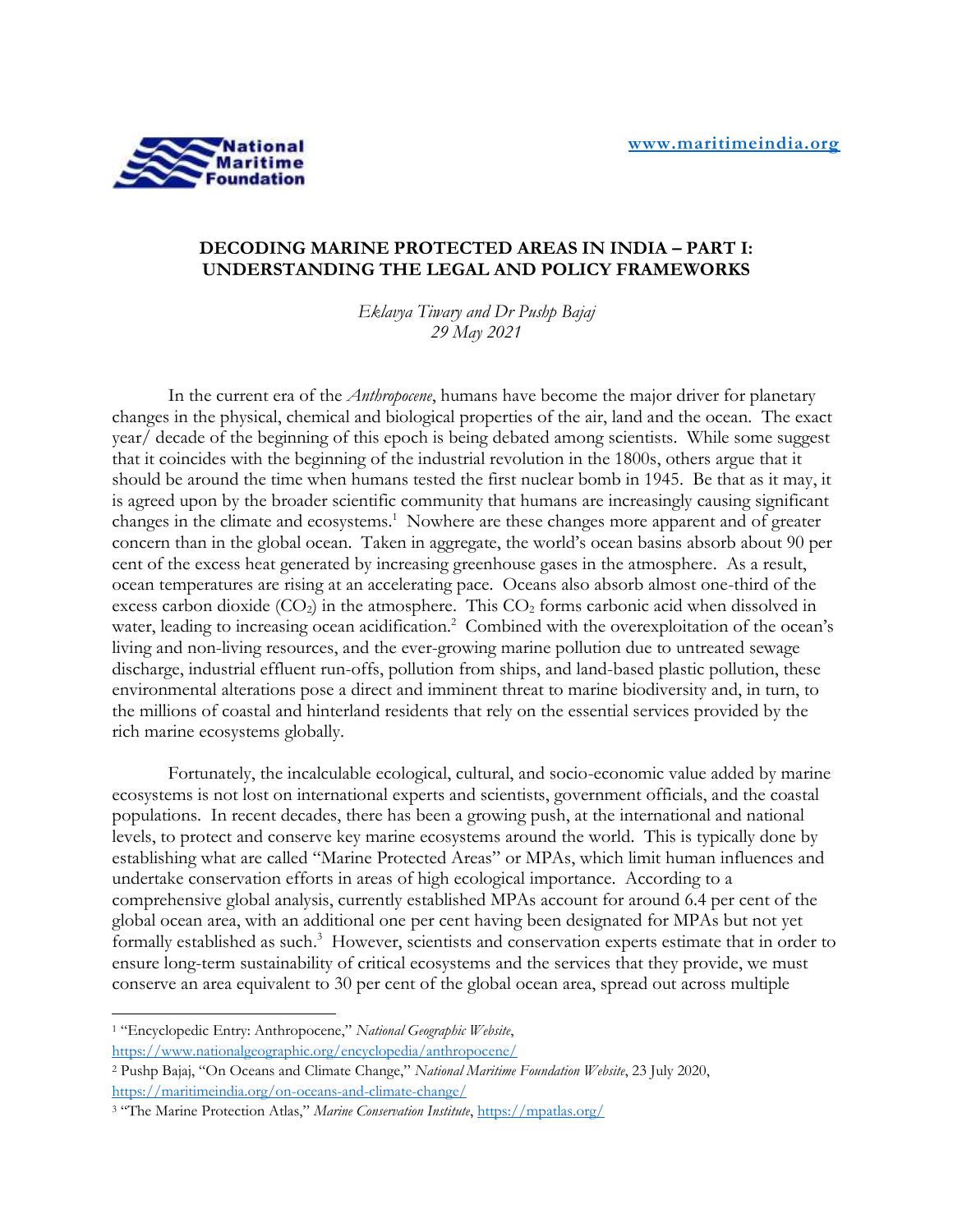# DECODING MARINE PROTECTED AREAS IN INDIA – PART I: UNDERSTANDING THE LEGAL AND POLICY FRAMEWORKS

*Eklavya Tiwary and Dr Pushp Bajaj*
*29 May 2021*

In the current era of the *Anthropocene*, humans have become the major driver for planetary changes in the physical, chemical and biological properties of the air, land and the ocean. The exact year/ decade of the beginning of this epoch is being debated among scientists. While some suggest that it coincides with the beginning of the industrial revolution in the 1800s, others argue that it should be around the time when humans tested the first nuclear bomb in 1945. Be that as it may, it is agreed upon by the broader scientific community that humans are increasingly causing significant changes in the climate and ecosystems.[1] Nowhere are these changes more apparent and of greater concern than in the global ocean. Taken in aggregate, the world's ocean basins absorb about 90 per cent of the excess heat generated by increasing greenhouse gases in the atmosphere. As a result, ocean temperatures are rising at an accelerating pace. Oceans also absorb almost one-third of the excess carbon dioxide ($CO_2$) in the atmosphere. This $CO_2$ forms carbonic acid when dissolved in water, leading to increasing ocean acidification.[2] Combined with the overexploitation of the ocean's living and non-living resources, and the ever-growing marine pollution due to untreated sewage discharge, industrial effluent run-offs, pollution from ships, and land-based plastic pollution, these environmental alterations pose a direct and imminent threat to marine biodiversity and, in turn, to the millions of coastal and hinterland residents that rely on the essential services provided by the rich marine ecosystems globally.

Fortunately, the incalculable ecological, cultural, and socio-economic value added by marine ecosystems is not lost on international experts and scientists, government officials, and the coastal populations. In recent decades, there has been a growing push, at the international and national levels, to protect and conserve key marine ecosystems around the world. This is typically done by establishing what are called "Marine Protected Areas" or MPAs, which limit human influences and undertake conservation efforts in areas of high ecological importance. According to a comprehensive global analysis, currently established MPAs account for around 6.4 per cent of the global ocean area, with an additional one per cent having been designated for MPAs but not yet formally established as such.[3] However, scientists and conservation experts estimate that in order to ensure long-term sustainability of critical ecosystems and the services that they provide, we must conserve an area equivalent to 30 per cent of the global ocean area, spread out across multiple

---

[1] "Encyclopedic Entry: Anthropocene," *National Geographic Website*, https://www.nationalgeographic.org/encyclopedia/anthropocene/

[2] Pushp Bajaj, "On Oceans and Climate Change," *National Maritime Foundation Website*, 23 July 2020, https://maritimeindia.org/on-oceans-and-climate-change/

[3] "The Marine Protection Atlas," *Marine Conservation Institute*, https://mpatlas.org/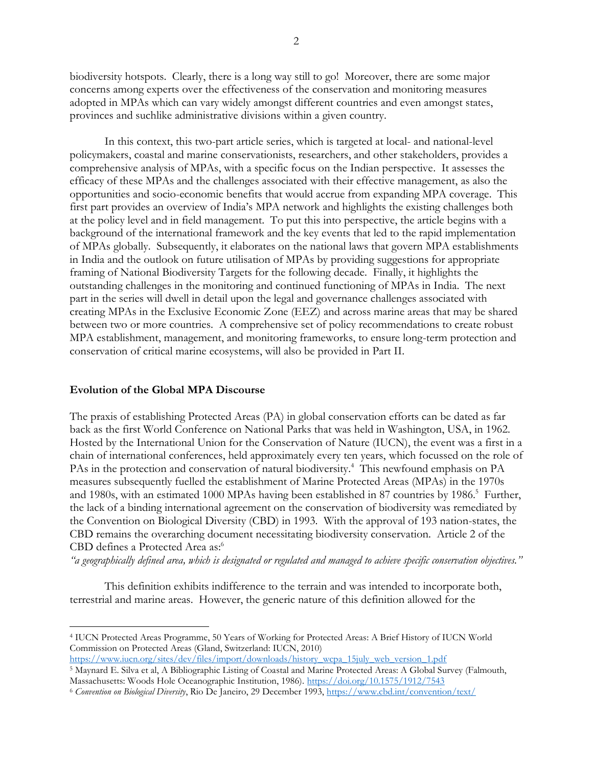biodiversity hotspots. Clearly, there is a long way still to go! Moreover, there are some major concerns among experts over the effectiveness of the conservation and monitoring measures adopted in MPAs which can vary widely amongst different countries and even amongst states, provinces and suchlike administrative divisions within a given country.

In this context, this two-part article series, which is targeted at local- and national-level policymakers, coastal and marine conservationists, researchers, and other stakeholders, provides a comprehensive analysis of MPAs, with a specific focus on the Indian perspective. It assesses the efficacy of these MPAs and the challenges associated with their effective management, as also the opportunities and socio-economic benefits that would accrue from expanding MPA coverage. This first part provides an overview of India's MPA network and highlights the existing challenges both at the policy level and in field management. To put this into perspective, the article begins with a background of the international framework and the key events that led to the rapid implementation of MPAs globally. Subsequently, it elaborates on the national laws that govern MPA establishments in India and the outlook on future utilisation of MPAs by providing suggestions for appropriate framing of National Biodiversity Targets for the following decade. Finally, it highlights the outstanding challenges in the monitoring and continued functioning of MPAs in India. The next part in the series will dwell in detail upon the legal and governance challenges associated with creating MPAs in the Exclusive Economic Zone (EEZ) and across marine areas that may be shared between two or more countries. A comprehensive set of policy recommendations to create robust MPA establishment, management, and monitoring frameworks, to ensure long-term protection and conservation of critical marine ecosystems, will also be provided in Part II.

**Evolution of the Global MPA Discourse**

The praxis of establishing Protected Areas (PA) in global conservation efforts can be dated as far back as the first World Conference on National Parks that was held in Washington, USA, in 1962. Hosted by the International Union for the Conservation of Nature (IUCN), the event was a first in a chain of international conferences, held approximately every ten years, which focussed on the role of PAs in the protection and conservation of natural biodiversity.[4] This newfound emphasis on PA measures subsequently fuelled the establishment of Marine Protected Areas (MPAs) in the 1970s and 1980s, with an estimated 1000 MPAs having been established in 87 countries by 1986.[5] Further, the lack of a binding international agreement on the conservation of biodiversity was remediated by the Convention on Biological Diversity (CBD) in 1993. With the approval of 193 nation-states, the CBD remains the overarching document necessitating biodiversity conservation. Article 2 of the CBD defines a Protected Area as:[6]

*"a geographically defined area, which is designated or regulated and managed to achieve specific conservation objectives."*

This definition exhibits indifference to the terrain and was intended to incorporate both, terrestrial and marine areas. However, the generic nature of this definition allowed for the

---

[4] IUCN Protected Areas Programme, 50 Years of Working for Protected Areas: A Brief History of IUCN World Commission on Protected Areas (Gland, Switzerland: IUCN, 2010) https://www.iucn.org/sites/dev/files/import/downloads/history_wcpa_15july_web_version_1.pdf

[5] Maynard E. Silva et al, A Bibliographic Listing of Coastal and Marine Protected Areas: A Global Survey (Falmouth, Massachusetts: Woods Hole Oceanographic Institution, 1986). https://doi.org/10.1575/1912/7543

[6] *Convention on Biological Diversity*, Rio De Janeiro, 29 December 1993, https://www.cbd.int/convention/text/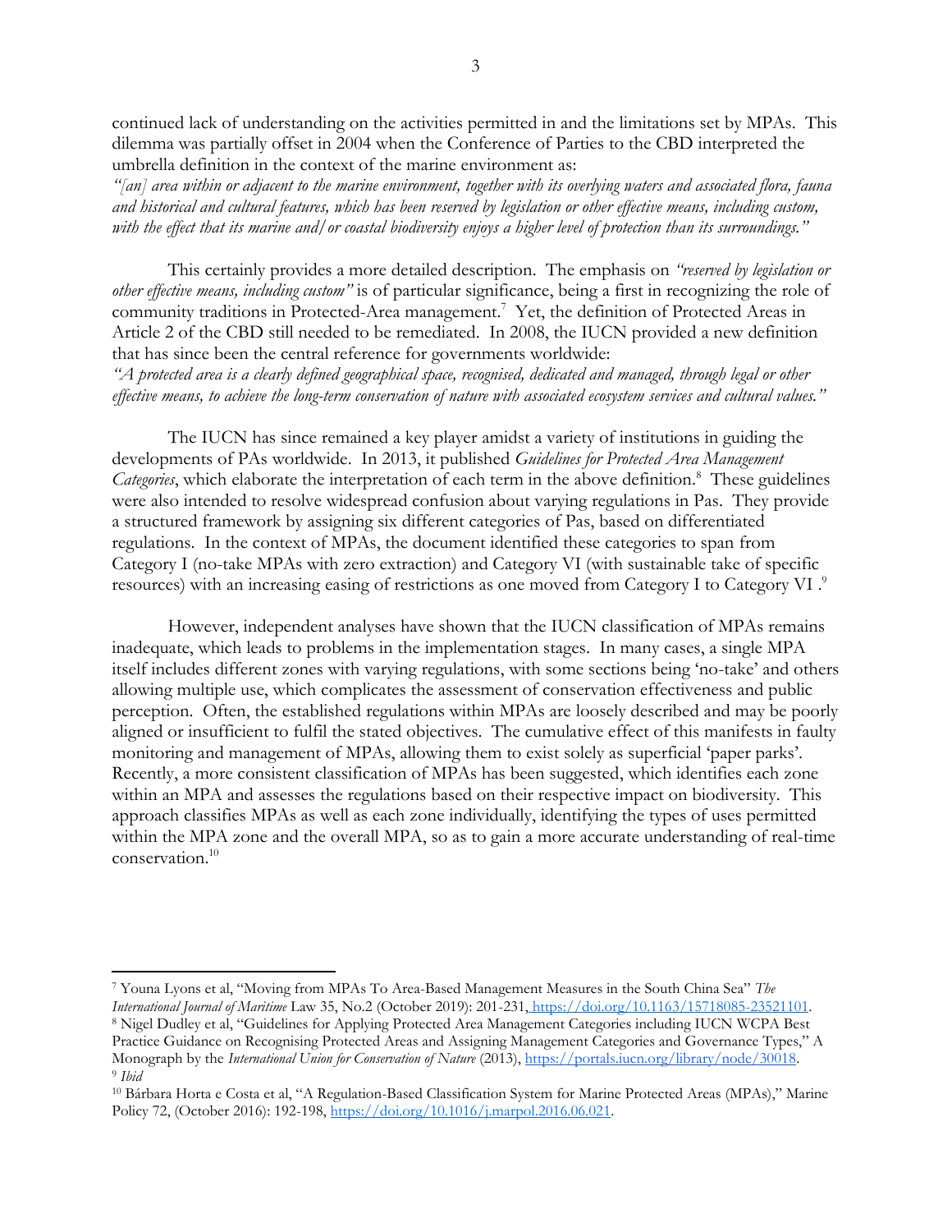continued lack of understanding on the activities permitted in and the limitations set by MPAs. This dilemma was partially offset in 2004 when the Conference of Parties to the CBD interpreted the umbrella definition in the context of the marine environment as:

*"[an] area within or adjacent to the marine environment, together with its overlying waters and associated flora, fauna and historical and cultural features, which has been reserved by legislation or other effective means, including custom, with the effect that its marine and/or coastal biodiversity enjoys a higher level of protection than its surroundings."*

This certainly provides a more detailed description. The emphasis on *"reserved by legislation or other effective means, including custom"* is of particular significance, being a first in recognizing the role of community traditions in Protected-Area management.[7] Yet, the definition of Protected Areas in Article 2 of the CBD still needed to be remediated. In 2008, the IUCN provided a new definition that has since been the central reference for governments worldwide:

*"A protected area is a clearly defined geographical space, recognised, dedicated and managed, through legal or other effective means, to achieve the long-term conservation of nature with associated ecosystem services and cultural values."*

The IUCN has since remained a key player amidst a variety of institutions in guiding the developments of PAs worldwide. In 2013, it published *Guidelines for Protected Area Management Categories*, which elaborate the interpretation of each term in the above definition.[8] These guidelines were also intended to resolve widespread confusion about varying regulations in Pas. They provide a structured framework by assigning six different categories of Pas, based on differentiated regulations. In the context of MPAs, the document identified these categories to span from Category I (no-take MPAs with zero extraction) and Category VI (with sustainable take of specific resources) with an increasing easing of restrictions as one moved from Category I to Category VI .[9]

However, independent analyses have shown that the IUCN classification of MPAs remains inadequate, which leads to problems in the implementation stages. In many cases, a single MPA itself includes different zones with varying regulations, with some sections being 'no-take' and others allowing multiple use, which complicates the assessment of conservation effectiveness and public perception. Often, the established regulations within MPAs are loosely described and may be poorly aligned or insufficient to fulfil the stated objectives. The cumulative effect of this manifests in faulty monitoring and management of MPAs, allowing them to exist solely as superficial 'paper parks'. Recently, a more consistent classification of MPAs has been suggested, which identifies each zone within an MPA and assesses the regulations based on their respective impact on biodiversity. This approach classifies MPAs as well as each zone individually, identifying the types of uses permitted within the MPA zone and the overall MPA, so as to gain a more accurate understanding of real-time conservation.[10]

---

[7] Youna Lyons et al, "Moving from MPAs To Area-Based Management Measures in the South China Sea" *The International Journal of Maritime* Law 35, No.2 (October 2019): 201-231, https://doi.org/10.1163/15718085-23521101.

[8] Nigel Dudley et al, "Guidelines for Applying Protected Area Management Categories including IUCN WCPA Best Practice Guidance on Recognising Protected Areas and Assigning Management Categories and Governance Types," A Monograph by the *International Union for Conservation of Nature* (2013), https://portals.iucn.org/library/node/30018.

[9] *Ibid*

[10] Bárbara Horta e Costa et al, "A Regulation-Based Classification System for Marine Protected Areas (MPAs)," Marine Policy 72, (October 2016): 192-198, https://doi.org/10.1016/j.marpol.2016.06.021.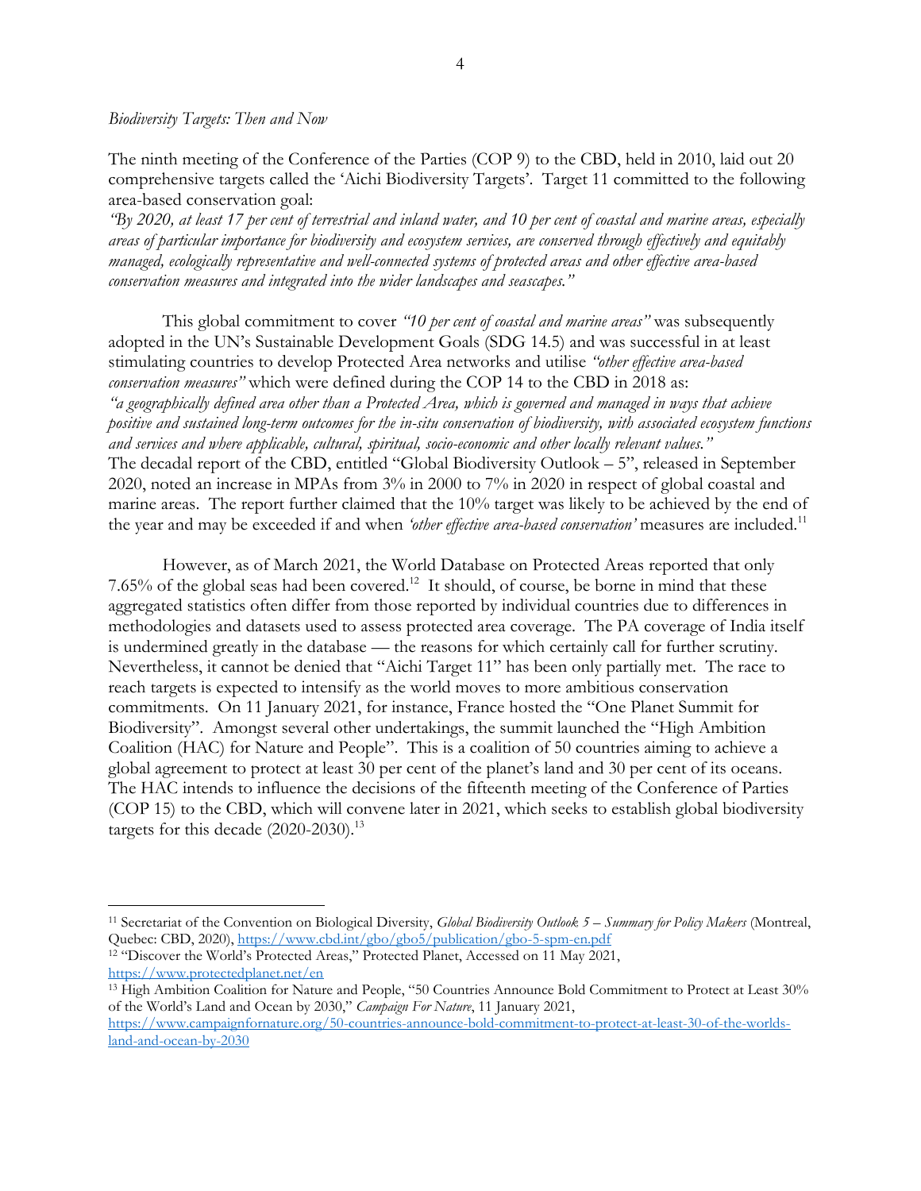*Biodiversity Targets: Then and Now*

The ninth meeting of the Conference of the Parties (COP 9) to the CBD, held in 2010, laid out 20 comprehensive targets called the 'Aichi Biodiversity Targets'. Target 11 committed to the following area-based conservation goal:

*"By 2020, at least 17 per cent of terrestrial and inland water, and 10 per cent of coastal and marine areas, especially areas of particular importance for biodiversity and ecosystem services, are conserved through effectively and equitably managed, ecologically representative and well-connected systems of protected areas and other effective area-based conservation measures and integrated into the wider landscapes and seascapes."*

This global commitment to cover *"10 per cent of coastal and marine areas"* was subsequently adopted in the UN's Sustainable Development Goals (SDG 14.5) and was successful in at least stimulating countries to develop Protected Area networks and utilise *"other effective area-based conservation measures"* which were defined during the COP 14 to the CBD in 2018 as:

*"a geographically defined area other than a Protected Area, which is governed and managed in ways that achieve positive and sustained long-term outcomes for the in-situ conservation of biodiversity, with associated ecosystem functions and services and where applicable, cultural, spiritual, socio-economic and other locally relevant values."*

The decadal report of the CBD, entitled "Global Biodiversity Outlook – 5", released in September 2020, noted an increase in MPAs from 3% in 2000 to 7% in 2020 in respect of global coastal and marine areas. The report further claimed that the 10% target was likely to be achieved by the end of the year and may be exceeded if and when *'other effective area-based conservation'* measures are included.[11]

However, as of March 2021, the World Database on Protected Areas reported that only 7.65% of the global seas had been covered.[12] It should, of course, be borne in mind that these aggregated statistics often differ from those reported by individual countries due to differences in methodologies and datasets used to assess protected area coverage. The PA coverage of India itself is undermined greatly in the database — the reasons for which certainly call for further scrutiny. Nevertheless, it cannot be denied that "Aichi Target 11" has been only partially met. The race to reach targets is expected to intensify as the world moves to more ambitious conservation commitments. On 11 January 2021, for instance, France hosted the "One Planet Summit for Biodiversity". Amongst several other undertakings, the summit launched the "High Ambition Coalition (HAC) for Nature and People". This is a coalition of 50 countries aiming to achieve a global agreement to protect at least 30 per cent of the planet's land and 30 per cent of its oceans. The HAC intends to influence the decisions of the fifteenth meeting of the Conference of Parties (COP 15) to the CBD, which will convene later in 2021, which seeks to establish global biodiversity targets for this decade (2020-2030).[13]

---

[11] Secretariat of the Convention on Biological Diversity, *Global Biodiversity Outlook 5 – Summary for Policy Makers* (Montreal, Quebec: CBD, 2020), https://www.cbd.int/gbo/gbo5/publication/gbo-5-spm-en.pdf

[12] "Discover the World's Protected Areas," Protected Planet, Accessed on 11 May 2021, https://www.protectedplanet.net/en

[13] High Ambition Coalition for Nature and People, "50 Countries Announce Bold Commitment to Protect at Least 30% of the World's Land and Ocean by 2030," *Campaign For Nature*, 11 January 2021, https://www.campaignfornature.org/50-countries-announce-bold-commitment-to-protect-at-least-30-of-the-worlds-land-and-ocean-by-2030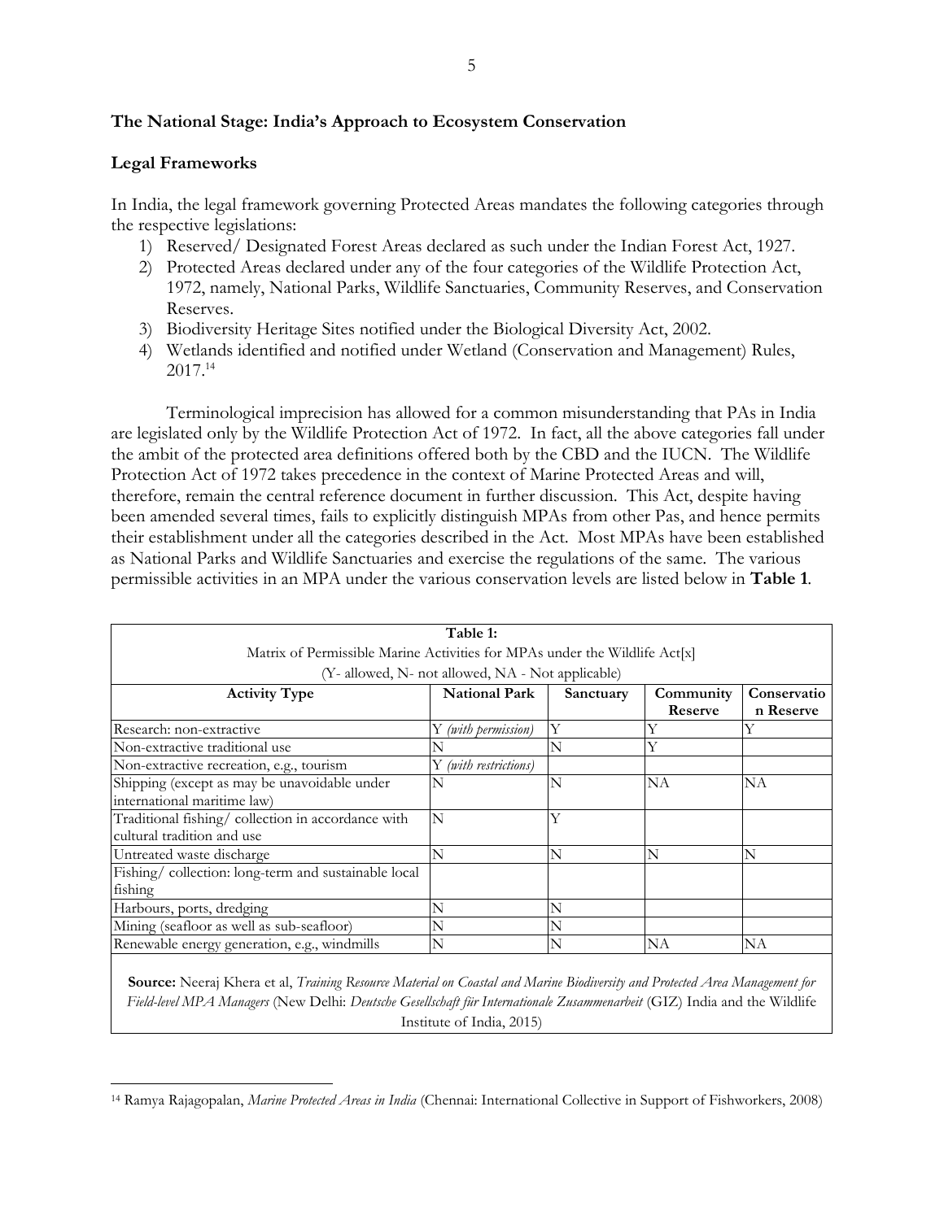### The National Stage: India's Approach to Ecosystem Conservation

#### Legal Frameworks

In India, the legal framework governing Protected Areas mandates the following categories through the respective legislations:

1) Reserved/ Designated Forest Areas declared as such under the Indian Forest Act, 1927.
2) Protected Areas declared under any of the four categories of the Wildlife Protection Act, 1972, namely, National Parks, Wildlife Sanctuaries, Community Reserves, and Conservation Reserves.
3) Biodiversity Heritage Sites notified under the Biological Diversity Act, 2002.
4) Wetlands identified and notified under Wetland (Conservation and Management) Rules, 2017.[14]

Terminological imprecision has allowed for a common misunderstanding that PAs in India are legislated only by the Wildlife Protection Act of 1972. In fact, all the above categories fall under the ambit of the protected area definitions offered both by the CBD and the IUCN. The Wildlife Protection Act of 1972 takes precedence in the context of Marine Protected Areas and will, therefore, remain the central reference document in further discussion. This Act, despite having been amended several times, fails to explicitly distinguish MPAs from other Pas, and hence permits their establishment under all the categories described in the Act. Most MPAs have been established as National Parks and Wildlife Sanctuaries and exercise the regulations of the same. The various permissible activities in an MPA under the various conservation levels are listed below in **Table 1**.

**Table 1:**
Matrix of Permissible Marine Activities for MPAs under the Wildlife Act[x]
(Y- allowed, N- not allowed, NA - Not applicable)

| Activity Type | National Park | Sanctuary | Community Reserve | Conservation Reserve |
|---|---|---|---|---|
| Research: non-extractive | Y *(with permission)* | Y | Y | Y |
| Non-extractive traditional use | N | N | Y | |
| Non-extractive recreation, e.g., tourism | Y *(with restrictions)* | | | |
| Shipping (except as may be unavoidable under international maritime law) | N | N | NA | NA |
| Traditional fishing/ collection in accordance with cultural tradition and use | N | Y | | |
| Untreated waste discharge | N | N | N | N |
| Fishing/ collection: long-term and sustainable local fishing | | | | |
| Harbours, ports, dredging | N | N | | |
| Mining (seafloor as well as sub-seafloor) | N | N | | |
| Renewable energy generation, e.g., windmills | N | N | NA | NA |

**Source:** Neeraj Khera et al, *Training Resource Material on Coastal and Marine Biodiversity and Protected Area Management for Field-level MPA Managers* (New Delhi: *Deutsche Gesellschaft für Internationale Zusammenarbeit* (GIZ) India and the Wildlife Institute of India, 2015)

---

[14] Ramya Rajagopalan, *Marine Protected Areas in India* (Chennai: International Collective in Support of Fishworkers, 2008)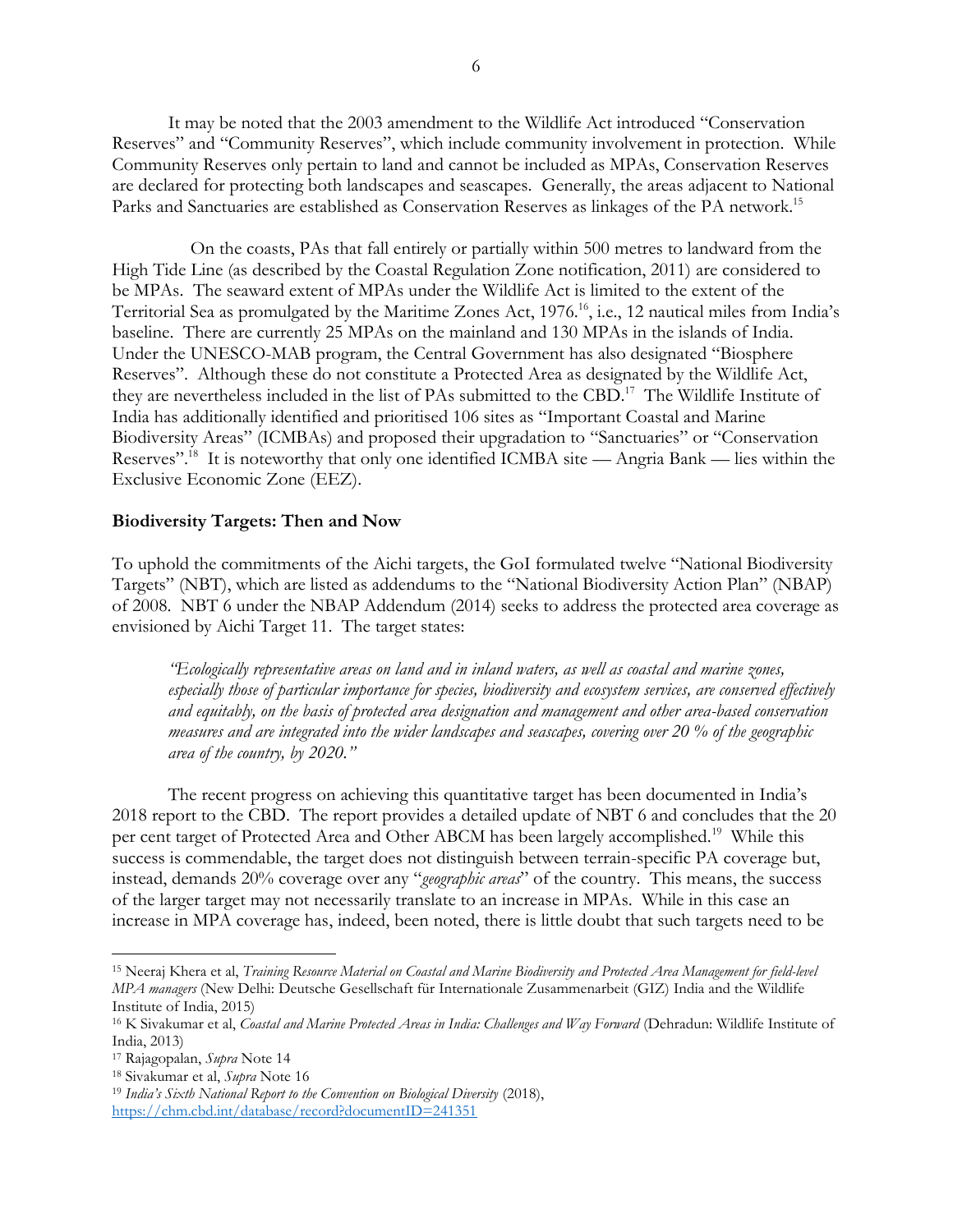It may be noted that the 2003 amendment to the Wildlife Act introduced "Conservation Reserves" and "Community Reserves", which include community involvement in protection. While Community Reserves only pertain to land and cannot be included as MPAs, Conservation Reserves are declared for protecting both landscapes and seascapes. Generally, the areas adjacent to National Parks and Sanctuaries are established as Conservation Reserves as linkages of the PA network.[15]

On the coasts, PAs that fall entirely or partially within 500 metres to landward from the High Tide Line (as described by the Coastal Regulation Zone notification, 2011) are considered to be MPAs. The seaward extent of MPAs under the Wildlife Act is limited to the extent of the Territorial Sea as promulgated by the Maritime Zones Act, 1976.[16], i.e., 12 nautical miles from India's baseline. There are currently 25 MPAs on the mainland and 130 MPAs in the islands of India. Under the UNESCO-MAB program, the Central Government has also designated "Biosphere Reserves". Although these do not constitute a Protected Area as designated by the Wildlife Act, they are nevertheless included in the list of PAs submitted to the CBD.[17] The Wildlife Institute of India has additionally identified and prioritised 106 sites as "Important Coastal and Marine Biodiversity Areas" (ICMBAs) and proposed their upgradation to "Sanctuaries" or "Conservation Reserves".[18] It is noteworthy that only one identified ICMBA site — Angria Bank — lies within the Exclusive Economic Zone (EEZ).

**Biodiversity Targets: Then and Now**

To uphold the commitments of the Aichi targets, the GoI formulated twelve "National Biodiversity Targets" (NBT), which are listed as addendums to the "National Biodiversity Action Plan" (NBAP) of 2008. NBT 6 under the NBAP Addendum (2014) seeks to address the protected area coverage as envisioned by Aichi Target 11. The target states:

> *"Ecologically representative areas on land and in inland waters, as well as coastal and marine zones, especially those of particular importance for species, biodiversity and ecosystem services, are conserved effectively and equitably, on the basis of protected area designation and management and other area-based conservation measures and are integrated into the wider landscapes and seascapes, covering over 20 % of the geographic area of the country, by 2020."*

The recent progress on achieving this quantitative target has been documented in India's 2018 report to the CBD. The report provides a detailed update of NBT 6 and concludes that the 20 per cent target of Protected Area and Other ABCM has been largely accomplished.[19] While this success is commendable, the target does not distinguish between terrain-specific PA coverage but, instead, demands 20% coverage over any "*geographic areas*" of the country. This means, the success of the larger target may not necessarily translate to an increase in MPAs. While in this case an increase in MPA coverage has, indeed, been noted, there is little doubt that such targets need to be

---

[15] Neeraj Khera et al, *Training Resource Material on Coastal and Marine Biodiversity and Protected Area Management for field-level MPA managers* (New Delhi: Deutsche Gesellschaft für Internationale Zusammenarbeit (GIZ) India and the Wildlife Institute of India, 2015)

[16] K Sivakumar et al, *Coastal and Marine Protected Areas in India: Challenges and Way Forward* (Dehradun: Wildlife Institute of India, 2013)

[17] Rajagopalan, *Supra* Note 14

[18] Sivakumar et al, *Supra* Note 16

[19] *India's Sixth National Report to the Convention on Biological Diversity* (2018), https://chm.cbd.int/database/record?documentID=241351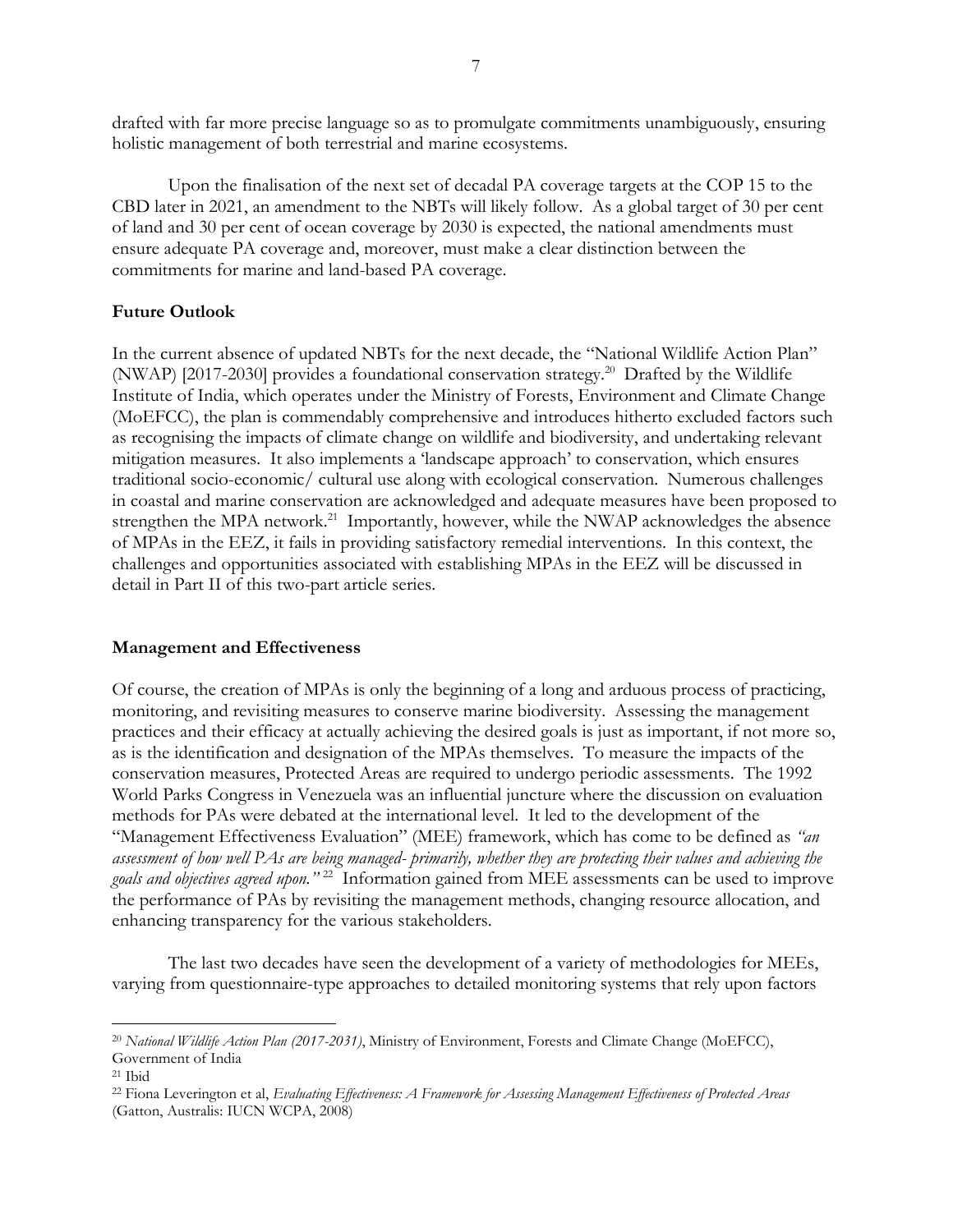drafted with far more precise language so as to promulgate commitments unambiguously, ensuring holistic management of both terrestrial and marine ecosystems.

Upon the finalisation of the next set of decadal PA coverage targets at the COP 15 to the CBD later in 2021, an amendment to the NBTs will likely follow. As a global target of 30 per cent of land and 30 per cent of ocean coverage by 2030 is expected, the national amendments must ensure adequate PA coverage and, moreover, must make a clear distinction between the commitments for marine and land-based PA coverage.

**Future Outlook**

In the current absence of updated NBTs for the next decade, the "National Wildlife Action Plan" (NWAP) [2017-2030] provides a foundational conservation strategy.[20] Drafted by the Wildlife Institute of India, which operates under the Ministry of Forests, Environment and Climate Change (MoEFCC), the plan is commendably comprehensive and introduces hitherto excluded factors such as recognising the impacts of climate change on wildlife and biodiversity, and undertaking relevant mitigation measures. It also implements a 'landscape approach' to conservation, which ensures traditional socio-economic/ cultural use along with ecological conservation. Numerous challenges in coastal and marine conservation are acknowledged and adequate measures have been proposed to strengthen the MPA network.[21] Importantly, however, while the NWAP acknowledges the absence of MPAs in the EEZ, it fails in providing satisfactory remedial interventions. In this context, the challenges and opportunities associated with establishing MPAs in the EEZ will be discussed in detail in Part II of this two-part article series.

**Management and Effectiveness**

Of course, the creation of MPAs is only the beginning of a long and arduous process of practicing, monitoring, and revisiting measures to conserve marine biodiversity. Assessing the management practices and their efficacy at actually achieving the desired goals is just as important, if not more so, as is the identification and designation of the MPAs themselves. To measure the impacts of the conservation measures, Protected Areas are required to undergo periodic assessments. The 1992 World Parks Congress in Venezuela was an influential juncture where the discussion on evaluation methods for PAs were debated at the international level. It led to the development of the "Management Effectiveness Evaluation" (MEE) framework, which has come to be defined as *"an assessment of how well PAs are being managed- primarily, whether they are protecting their values and achieving the goals and objectives agreed upon."*[22] Information gained from MEE assessments can be used to improve the performance of PAs by revisiting the management methods, changing resource allocation, and enhancing transparency for the various stakeholders.

The last two decades have seen the development of a variety of methodologies for MEEs, varying from questionnaire-type approaches to detailed monitoring systems that rely upon factors

---

[20] *National Wildlife Action Plan (2017-2031)*, Ministry of Environment, Forests and Climate Change (MoEFCC), Government of India

[21] Ibid

[22] Fiona Leverington et al, *Evaluating Effectiveness: A Framework for Assessing Management Effectiveness of Protected Areas* (Gatton, Australis: IUCN WCPA, 2008)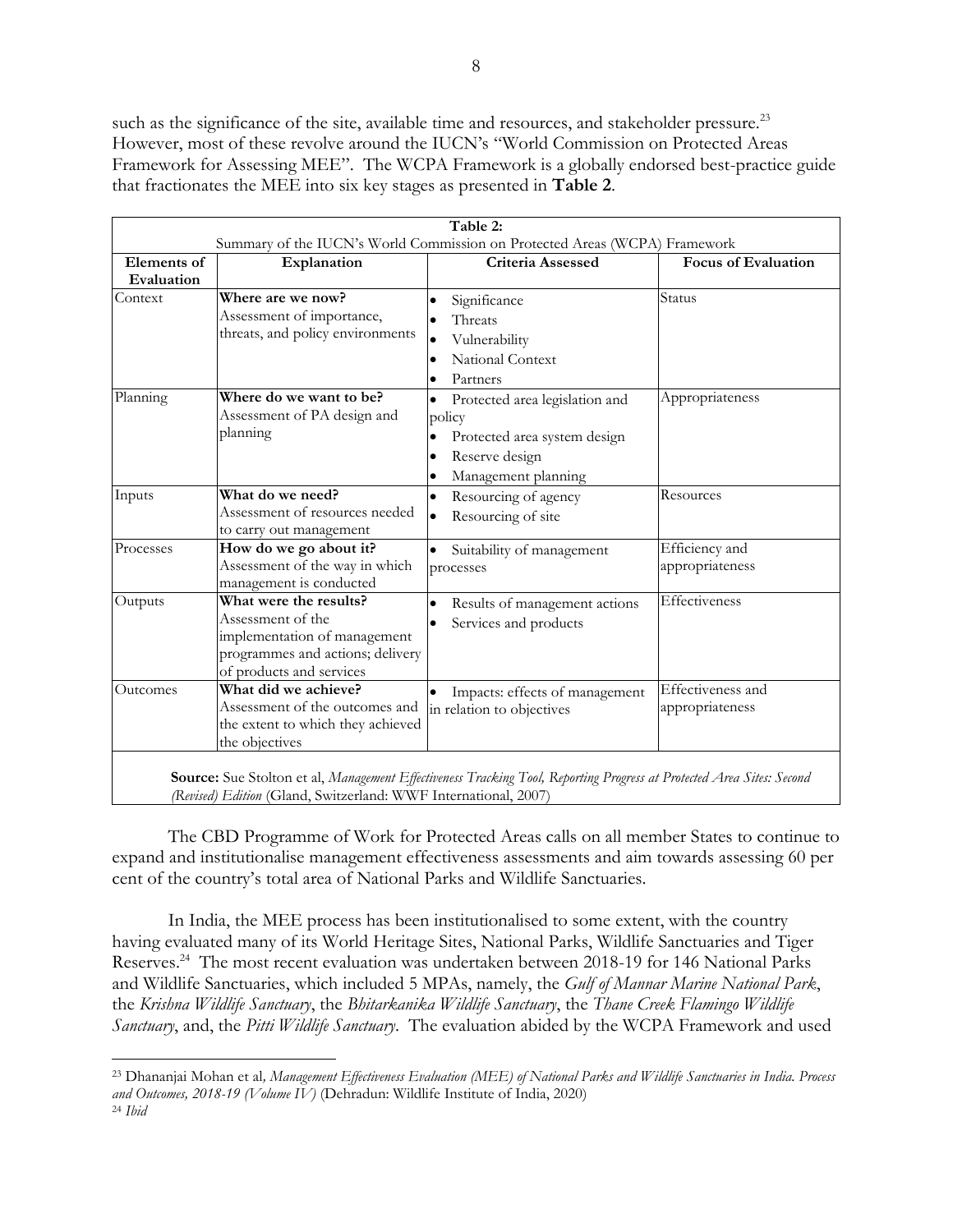such as the significance of the site, available time and resources, and stakeholder pressure.[23] However, most of these revolve around the IUCN's "World Commission on Protected Areas Framework for Assessing MEE". The WCPA Framework is a globally endorsed best-practice guide that fractionates the MEE into six key stages as presented in **Table 2**.

**Table 2:**
Summary of the IUCN's World Commission on Protected Areas (WCPA) Framework

| Elements of Evaluation | Explanation | Criteria Assessed | Focus of Evaluation |
|---|---|---|---|
| Context | **Where are we now?** Assessment of importance, threats, and policy environments | • Significance • Threats • Vulnerability • National Context • Partners | Status |
| Planning | **Where do we want to be?** Assessment of PA design and planning | • Protected area legislation and policy • Protected area system design • Reserve design • Management planning | Appropriateness |
| Inputs | **What do we need?** Assessment of resources needed to carry out management | • Resourcing of agency • Resourcing of site | Resources |
| Processes | **How do we go about it?** Assessment of the way in which management is conducted | • Suitability of management processes | Efficiency and appropriateness |
| Outputs | **What were the results?** Assessment of the implementation of management programmes and actions; delivery of products and services | • Results of management actions • Services and products | Effectiveness |
| Outcomes | **What did we achieve?** Assessment of the outcomes and the extent to which they achieved the objectives | • Impacts: effects of management in relation to objectives | Effectiveness and appropriateness |

**Source:** Sue Stolton et al, *Management Effectiveness Tracking Tool, Reporting Progress at Protected Area Sites: Second (Revised) Edition* (Gland, Switzerland: WWF International, 2007)

The CBD Programme of Work for Protected Areas calls on all member States to continue to expand and institutionalise management effectiveness assessments and aim towards assessing 60 per cent of the country's total area of National Parks and Wildlife Sanctuaries.

In India, the MEE process has been institutionalised to some extent, with the country having evaluated many of its World Heritage Sites, National Parks, Wildlife Sanctuaries and Tiger Reserves.[24] The most recent evaluation was undertaken between 2018-19 for 146 National Parks and Wildlife Sanctuaries, which included 5 MPAs, namely, the *Gulf of Mannar Marine National Park*, the *Krishna Wildlife Sanctuary*, the *Bhitarkanika Wildlife Sanctuary*, the *Thane Creek Flamingo Wildlife Sanctuary*, and, the *Pitti Wildlife Sanctuary*. The evaluation abided by the WCPA Framework and used

---

[23] Dhananjai Mohan et al, *Management Effectiveness Evaluation (MEE) of National Parks and Wildlife Sanctuaries in India. Process and Outcomes, 2018-19 (Volume IV)* (Dehradun: Wildlife Institute of India, 2020)

[24] *Ibid*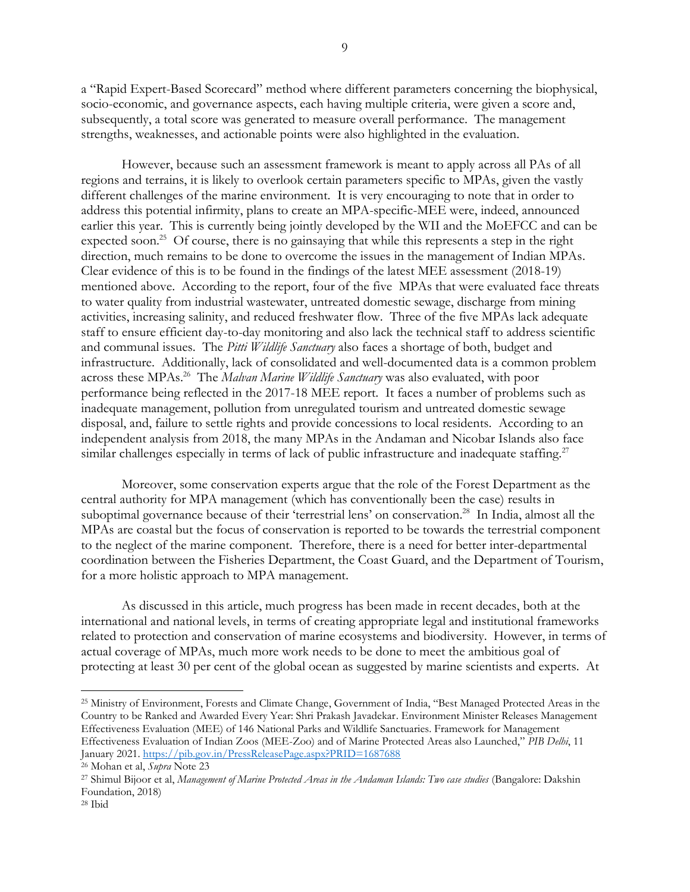a "Rapid Expert-Based Scorecard" method where different parameters concerning the biophysical, socio-economic, and governance aspects, each having multiple criteria, were given a score and, subsequently, a total score was generated to measure overall performance. The management strengths, weaknesses, and actionable points were also highlighted in the evaluation.

However, because such an assessment framework is meant to apply across all PAs of all regions and terrains, it is likely to overlook certain parameters specific to MPAs, given the vastly different challenges of the marine environment. It is very encouraging to note that in order to address this potential infirmity, plans to create an MPA-specific-MEE were, indeed, announced earlier this year. This is currently being jointly developed by the WII and the MoEFCC and can be expected soon.[25] Of course, there is no gainsaying that while this represents a step in the right direction, much remains to be done to overcome the issues in the management of Indian MPAs. Clear evidence of this is to be found in the findings of the latest MEE assessment (2018-19) mentioned above. According to the report, four of the five MPAs that were evaluated face threats to water quality from industrial wastewater, untreated domestic sewage, discharge from mining activities, increasing salinity, and reduced freshwater flow. Three of the five MPAs lack adequate staff to ensure efficient day-to-day monitoring and also lack the technical staff to address scientific and communal issues. The *Pitti Wildlife Sanctuary* also faces a shortage of both, budget and infrastructure. Additionally, lack of consolidated and well-documented data is a common problem across these MPAs.[26] The *Malvan Marine Wildlife Sanctuary* was also evaluated, with poor performance being reflected in the 2017-18 MEE report. It faces a number of problems such as inadequate management, pollution from unregulated tourism and untreated domestic sewage disposal, and, failure to settle rights and provide concessions to local residents. According to an independent analysis from 2018, the many MPAs in the Andaman and Nicobar Islands also face similar challenges especially in terms of lack of public infrastructure and inadequate staffing.[27]

Moreover, some conservation experts argue that the role of the Forest Department as the central authority for MPA management (which has conventionally been the case) results in suboptimal governance because of their 'terrestrial lens' on conservation.[28] In India, almost all the MPAs are coastal but the focus of conservation is reported to be towards the terrestrial component to the neglect of the marine component. Therefore, there is a need for better inter-departmental coordination between the Fisheries Department, the Coast Guard, and the Department of Tourism, for a more holistic approach to MPA management.

As discussed in this article, much progress has been made in recent decades, both at the international and national levels, in terms of creating appropriate legal and institutional frameworks related to protection and conservation of marine ecosystems and biodiversity. However, in terms of actual coverage of MPAs, much more work needs to be done to meet the ambitious goal of protecting at least 30 per cent of the global ocean as suggested by marine scientists and experts. At

---

[25] Ministry of Environment, Forests and Climate Change, Government of India, "Best Managed Protected Areas in the Country to be Ranked and Awarded Every Year: Shri Prakash Javadekar. Environment Minister Releases Management Effectiveness Evaluation (MEE) of 146 National Parks and Wildlife Sanctuaries. Framework for Management Effectiveness Evaluation of Indian Zoos (MEE-Zoo) and of Marine Protected Areas also Launched," *PIB Delhi*, 11 January 2021. https://pib.gov.in/PressReleasePage.aspx?PRID=1687688

[26] Mohan et al, *Supra* Note 23

[27] Shimul Bijoor et al, *Management of Marine Protected Areas in the Andaman Islands: Two case studies* (Bangalore: Dakshin Foundation, 2018)

[28] Ibid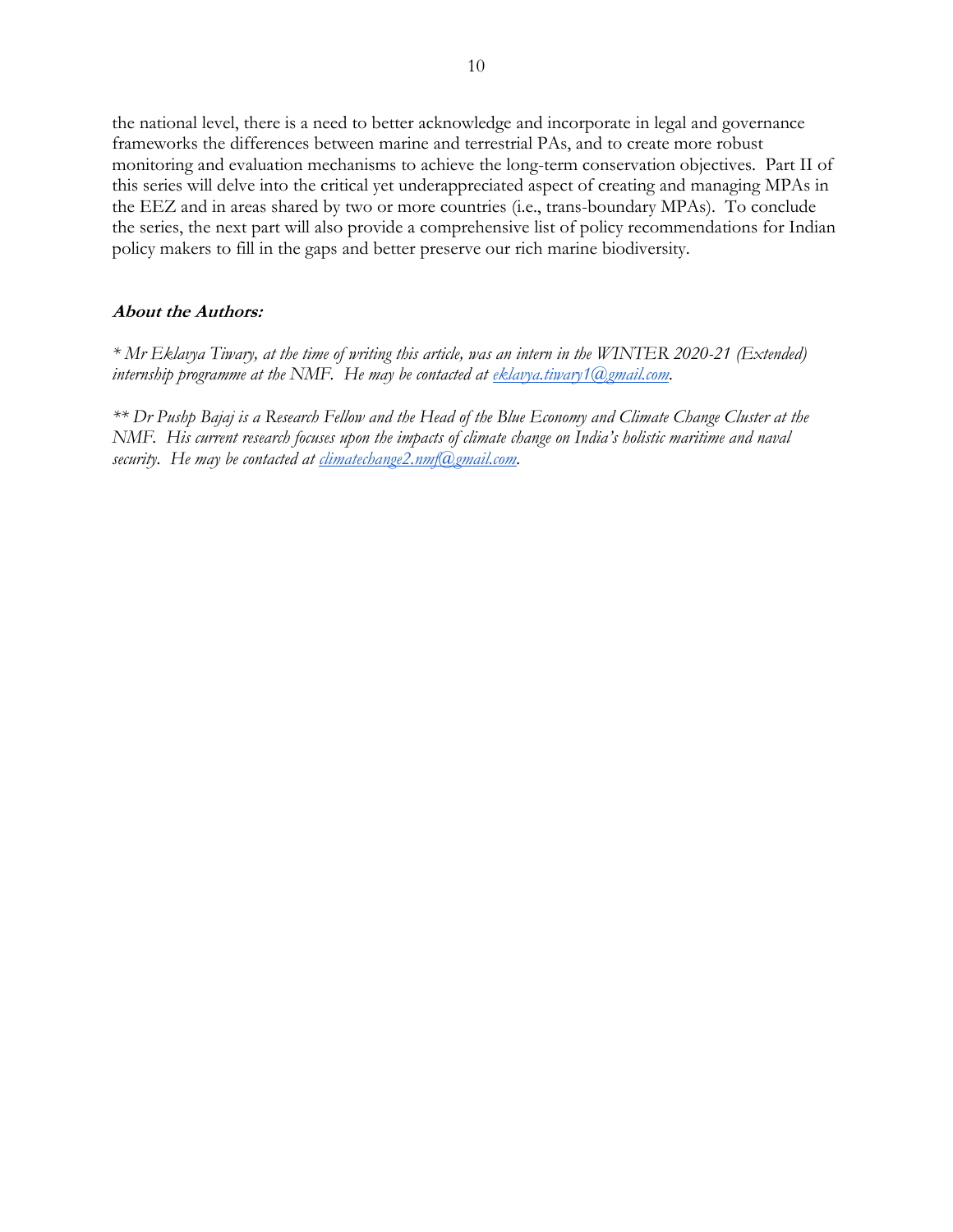the national level, there is a need to better acknowledge and incorporate in legal and governance frameworks the differences between marine and terrestrial PAs, and to create more robust monitoring and evaluation mechanisms to achieve the long-term conservation objectives. Part II of this series will delve into the critical yet underappreciated aspect of creating and managing MPAs in the EEZ and in areas shared by two or more countries (i.e., trans-boundary MPAs). To conclude the series, the next part will also provide a comprehensive list of policy recommendations for Indian policy makers to fill in the gaps and better preserve our rich marine biodiversity.

### About the Authors:

*\* Mr Eklavya Tiwary, at the time of writing this article, was an intern in the WINTER 2020-21 (Extended) internship programme at the NMF. He may be contacted at eklavya.tiwary1@gmail.com.*

*\*\* Dr Pushp Bajaj is a Research Fellow and the Head of the Blue Economy and Climate Change Cluster at the NMF. His current research focuses upon the impacts of climate change on India's holistic maritime and naval security. He may be contacted at climatechange2.nmf@gmail.com.*